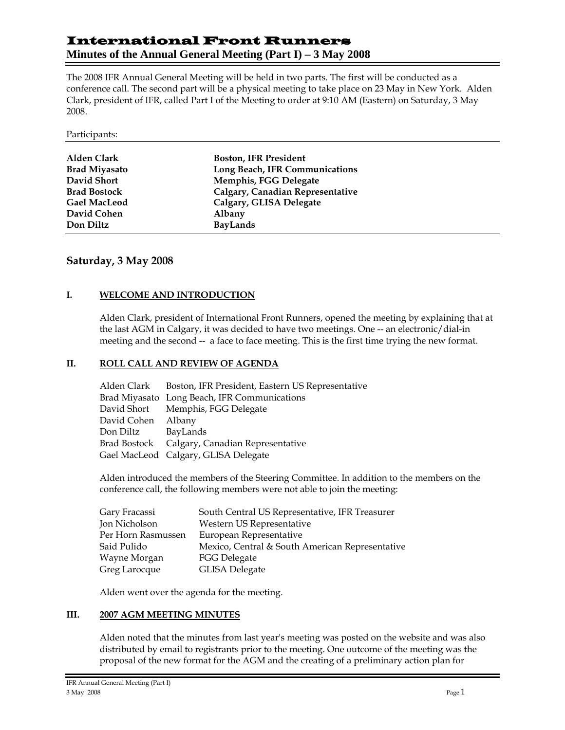# International Front Runners

## Minutes of the Annual General Meeting (Part I) – 3 May 2008

The 2008 IFR Annual General Meeting will be held in two parts. The first will be conducted as a conference call. The second part will be a physical meeting to take place on 23 May in New York. Alden Clark, president of IFR, called Part I of the Meeting to order at 9:10 AM (Eastern) on Saturday, 3 May 2008.

Participants:

| | |
|---|---|
| **Alden Clark** | **Boston, IFR President** |
| **Brad Miyasato** | **Long Beach, IFR Communications** |
| **David Short** | **Memphis, FGG Delegate** |
| **Brad Bostock** | **Calgary, Canadian Representative** |
| **Gael MacLeod** | **Calgary, GLISA Delegate** |
| **David Cohen** | **Albany** |
| **Don Diltz** | **BayLands** |

## Saturday, 3 May 2008

### I. WELCOME AND INTRODUCTION

Alden Clark, president of International Front Runners, opened the meeting by explaining that at the last AGM in Calgary, it was decided to have two meetings. One -- an electronic/dial-in meeting and the second -- a face to face meeting. This is the first time trying the new format.

### II. ROLL CALL AND REVIEW OF AGENDA

| | |
|---|---|
| Alden Clark | Boston, IFR President, Eastern US Representative |
| Brad Miyasato | Long Beach, IFR Communications |
| David Short | Memphis, FGG Delegate |
| David Cohen | Albany |
| Don Diltz | BayLands |
| Brad Bostock | Calgary, Canadian Representative |
| Gael MacLeod | Calgary, GLISA Delegate |

Alden introduced the members of the Steering Committee. In addition to the members on the conference call, the following members were not able to join the meeting:

| | |
|---|---|
| Gary Fracassi | South Central US Representative, IFR Treasurer |
| Jon Nicholson | Western US Representative |
| Per Horn Rasmussen | European Representative |
| Said Pulido | Mexico, Central & South American Representative |
| Wayne Morgan | FGG Delegate |
| Greg Larocque | GLISA Delegate |

Alden went over the agenda for the meeting.

### III. 2007 AGM MEETING MINUTES

Alden noted that the minutes from last year's meeting was posted on the website and was also distributed by email to registrants prior to the meeting. One outcome of the meeting was the proposal of the new format for the AGM and the creating of a preliminary action plan for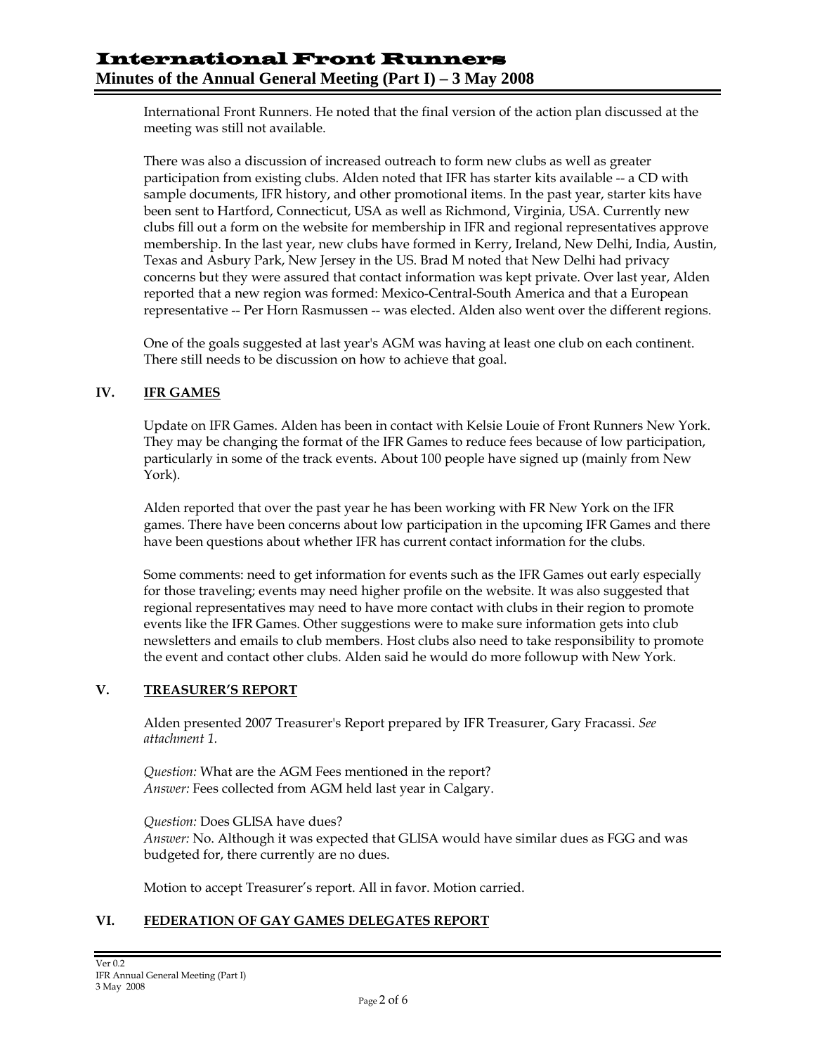International Front Runners. He noted that the final version of the action plan discussed at the meeting was still not available.

There was also a discussion of increased outreach to form new clubs as well as greater participation from existing clubs. Alden noted that IFR has starter kits available -- a CD with sample documents, IFR history, and other promotional items. In the past year, starter kits have been sent to Hartford, Connecticut, USA as well as Richmond, Virginia, USA. Currently new clubs fill out a form on the website for membership in IFR and regional representatives approve membership. In the last year, new clubs have formed in Kerry, Ireland, New Delhi, India, Austin, Texas and Asbury Park, New Jersey in the US. Brad M noted that New Delhi had privacy concerns but they were assured that contact information was kept private. Over last year, Alden reported that a new region was formed: Mexico-Central-South America and that a European representative -- Per Horn Rasmussen -- was elected. Alden also went over the different regions.

One of the goals suggested at last year's AGM was having at least one club on each continent. There still needs to be discussion on how to achieve that goal.

## IV. IFR GAMES

Update on IFR Games. Alden has been in contact with Kelsie Louie of Front Runners New York. They may be changing the format of the IFR Games to reduce fees because of low participation, particularly in some of the track events. About 100 people have signed up (mainly from New York).

Alden reported that over the past year he has been working with FR New York on the IFR games. There have been concerns about low participation in the upcoming IFR Games and there have been questions about whether IFR has current contact information for the clubs.

Some comments: need to get information for events such as the IFR Games out early especially for those traveling; events may need higher profile on the website. It was also suggested that regional representatives may need to have more contact with clubs in their region to promote events like the IFR Games. Other suggestions were to make sure information gets into club newsletters and emails to club members. Host clubs also need to take responsibility to promote the event and contact other clubs. Alden said he would do more followup with New York.

## V. TREASURER'S REPORT

Alden presented 2007 Treasurer's Report prepared by IFR Treasurer, Gary Fracassi. *See attachment 1.*

*Question:* What are the AGM Fees mentioned in the report?
*Answer:* Fees collected from AGM held last year in Calgary.

*Question:* Does GLISA have dues?
*Answer:* No. Although it was expected that GLISA would have similar dues as FGG and was budgeted for, there currently are no dues.

Motion to accept Treasurer's report. All in favor. Motion carried.

## VI. FEDERATION OF GAY GAMES DELEGATES REPORT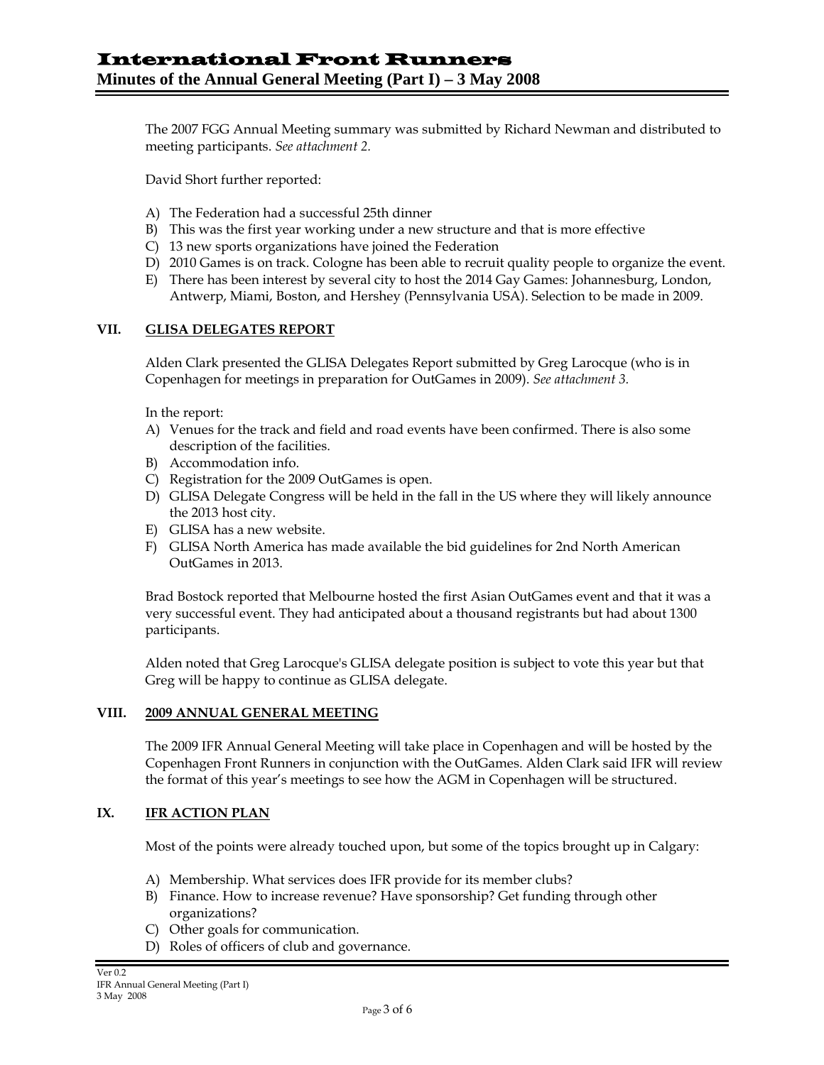The 2007 FGG Annual Meeting summary was submitted by Richard Newman and distributed to meeting participants. *See attachment 2.*

David Short further reported:

A) The Federation had a successful 25th dinner
B) This was the first year working under a new structure and that is more effective
C) 13 new sports organizations have joined the Federation
D) 2010 Games is on track. Cologne has been able to recruit quality people to organize the event.
E) There has been interest by several city to host the 2014 Gay Games: Johannesburg, London, Antwerp, Miami, Boston, and Hershey (Pennsylvania USA). Selection to be made in 2009.

## VII. GLISA DELEGATES REPORT

Alden Clark presented the GLISA Delegates Report submitted by Greg Larocque (who is in Copenhagen for meetings in preparation for OutGames in 2009). *See attachment 3.*

In the report:

A) Venues for the track and field and road events have been confirmed. There is also some description of the facilities.
B) Accommodation info.
C) Registration for the 2009 OutGames is open.
D) GLISA Delegate Congress will be held in the fall in the US where they will likely announce the 2013 host city.
E) GLISA has a new website.
F) GLISA North America has made available the bid guidelines for 2nd North American OutGames in 2013.

Brad Bostock reported that Melbourne hosted the first Asian OutGames event and that it was a very successful event. They had anticipated about a thousand registrants but had about 1300 participants.

Alden noted that Greg Larocque's GLISA delegate position is subject to vote this year but that Greg will be happy to continue as GLISA delegate.

## VIII. 2009 ANNUAL GENERAL MEETING

The 2009 IFR Annual General Meeting will take place in Copenhagen and will be hosted by the Copenhagen Front Runners in conjunction with the OutGames. Alden Clark said IFR will review the format of this year's meetings to see how the AGM in Copenhagen will be structured.

## IX. IFR ACTION PLAN

Most of the points were already touched upon, but some of the topics brought up in Calgary:

A) Membership. What services does IFR provide for its member clubs?
B) Finance. How to increase revenue? Have sponsorship? Get funding through other organizations?
C) Other goals for communication.
D) Roles of officers of club and governance.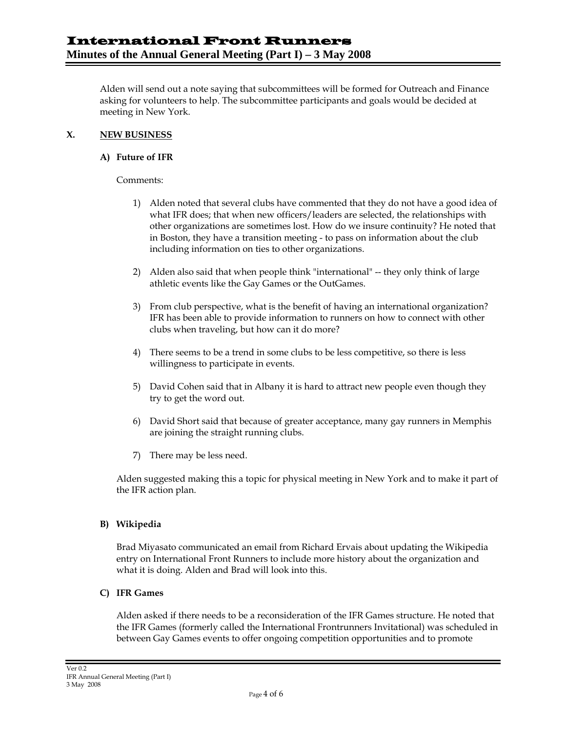Alden will send out a note saying that subcommittees will be formed for Outreach and Finance asking for volunteers to help. The subcommittee participants and goals would be decided at meeting in New York.

## X. NEW BUSINESS

### A) Future of IFR

Comments:

1) Alden noted that several clubs have commented that they do not have a good idea of what IFR does; that when new officers/leaders are selected, the relationships with other organizations are sometimes lost. How do we insure continuity? He noted that in Boston, they have a transition meeting - to pass on information about the club including information on ties to other organizations.

2) Alden also said that when people think "international" -- they only think of large athletic events like the Gay Games or the OutGames.

3) From club perspective, what is the benefit of having an international organization? IFR has been able to provide information to runners on how to connect with other clubs when traveling, but how can it do more?

4) There seems to be a trend in some clubs to be less competitive, so there is less willingness to participate in events.

5) David Cohen said that in Albany it is hard to attract new people even though they try to get the word out.

6) David Short said that because of greater acceptance, many gay runners in Memphis are joining the straight running clubs.

7) There may be less need.

Alden suggested making this a topic for physical meeting in New York and to make it part of the IFR action plan.

### B) Wikipedia

Brad Miyasato communicated an email from Richard Ervais about updating the Wikipedia entry on International Front Runners to include more history about the organization and what it is doing. Alden and Brad will look into this.

### C) IFR Games

Alden asked if there needs to be a reconsideration of the IFR Games structure. He noted that the IFR Games (formerly called the International Frontrunners Invitational) was scheduled in between Gay Games events to offer ongoing competition opportunities and to promote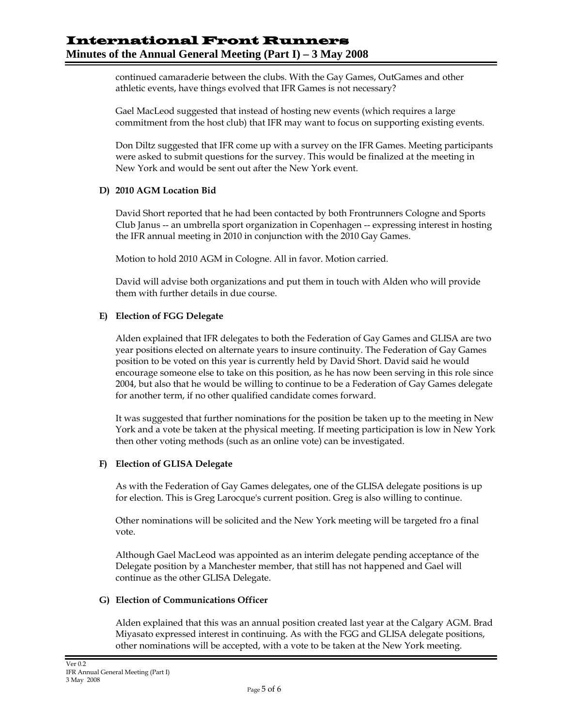continued camaraderie between the clubs. With the Gay Games, OutGames and other athletic events, have things evolved that IFR Games is not necessary?

Gael MacLeod suggested that instead of hosting new events (which requires a large commitment from the host club) that IFR may want to focus on supporting existing events.

Don Diltz suggested that IFR come up with a survey on the IFR Games. Meeting participants were asked to submit questions for the survey. This would be finalized at the meeting in New York and would be sent out after the New York event.

### D) 2010 AGM Location Bid

David Short reported that he had been contacted by both Frontrunners Cologne and Sports Club Janus -- an umbrella sport organization in Copenhagen -- expressing interest in hosting the IFR annual meeting in 2010 in conjunction with the 2010 Gay Games.

Motion to hold 2010 AGM in Cologne. All in favor. Motion carried.

David will advise both organizations and put them in touch with Alden who will provide them with further details in due course.

### E) Election of FGG Delegate

Alden explained that IFR delegates to both the Federation of Gay Games and GLISA are two year positions elected on alternate years to insure continuity. The Federation of Gay Games position to be voted on this year is currently held by David Short. David said he would encourage someone else to take on this position, as he has now been serving in this role since 2004, but also that he would be willing to continue to be a Federation of Gay Games delegate for another term, if no other qualified candidate comes forward.

It was suggested that further nominations for the position be taken up to the meeting in New York and a vote be taken at the physical meeting. If meeting participation is low in New York then other voting methods (such as an online vote) can be investigated.

### F) Election of GLISA Delegate

As with the Federation of Gay Games delegates, one of the GLISA delegate positions is up for election. This is Greg Larocque's current position. Greg is also willing to continue.

Other nominations will be solicited and the New York meeting will be targeted fro a final vote.

Although Gael MacLeod was appointed as an interim delegate pending acceptance of the Delegate position by a Manchester member, that still has not happened and Gael will continue as the other GLISA Delegate.

### G) Election of Communications Officer

Alden explained that this was an annual position created last year at the Calgary AGM. Brad Miyasato expressed interest in continuing. As with the FGG and GLISA delegate positions, other nominations will be accepted, with a vote to be taken at the New York meeting.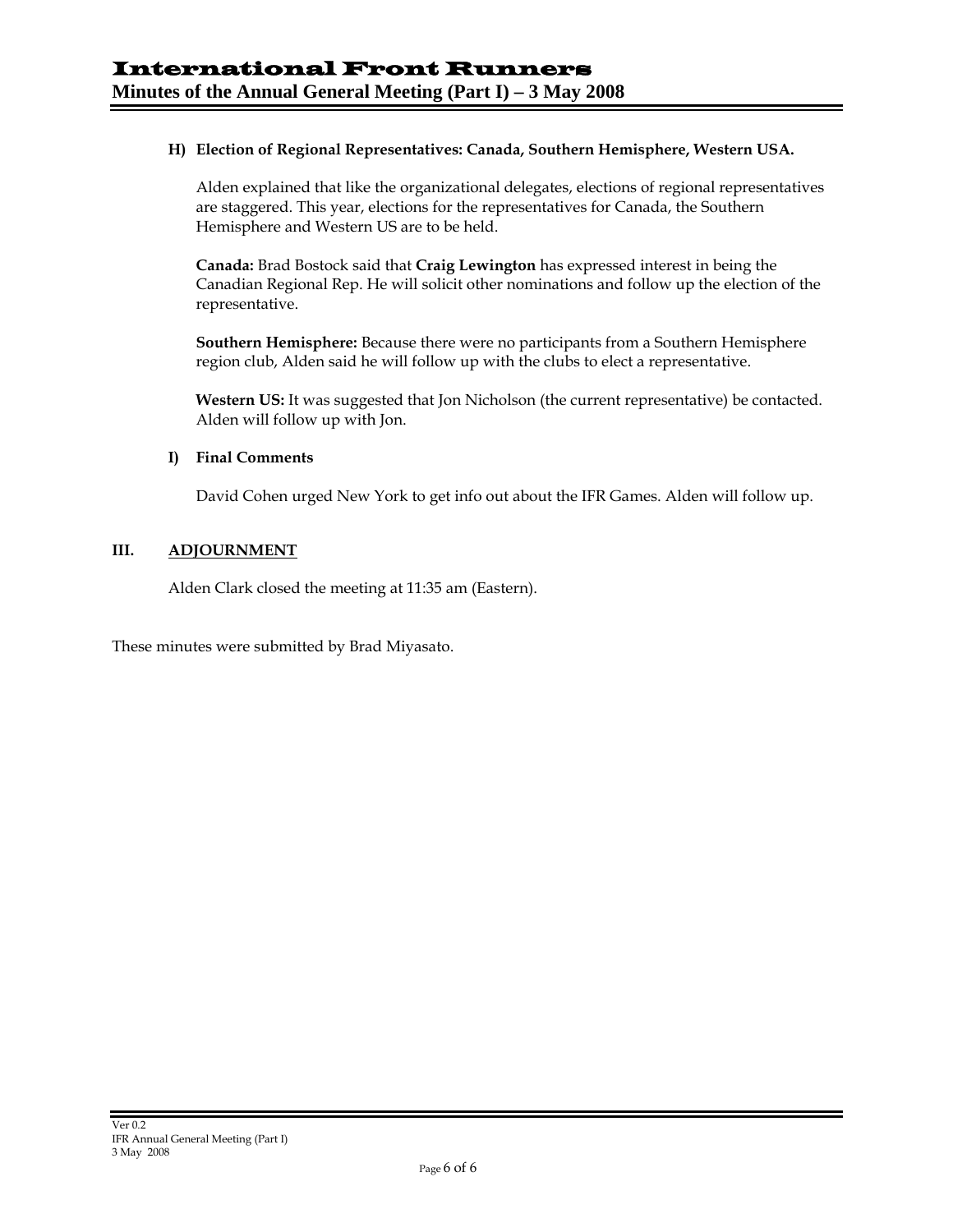**H) Election of Regional Representatives: Canada, Southern Hemisphere, Western USA.**

Alden explained that like the organizational delegates, elections of regional representatives are staggered. This year, elections for the representatives for Canada, the Southern Hemisphere and Western US are to be held.

**Canada:** Brad Bostock said that **Craig Lewington** has expressed interest in being the Canadian Regional Rep. He will solicit other nominations and follow up the election of the representative.

**Southern Hemisphere:** Because there were no participants from a Southern Hemisphere region club, Alden said he will follow up with the clubs to elect a representative.

**Western US:** It was suggested that Jon Nicholson (the current representative) be contacted. Alden will follow up with Jon.

**I) Final Comments**

David Cohen urged New York to get info out about the IFR Games. Alden will follow up.

## III. ADJOURNMENT

Alden Clark closed the meeting at 11:35 am (Eastern).

These minutes were submitted by Brad Miyasato.